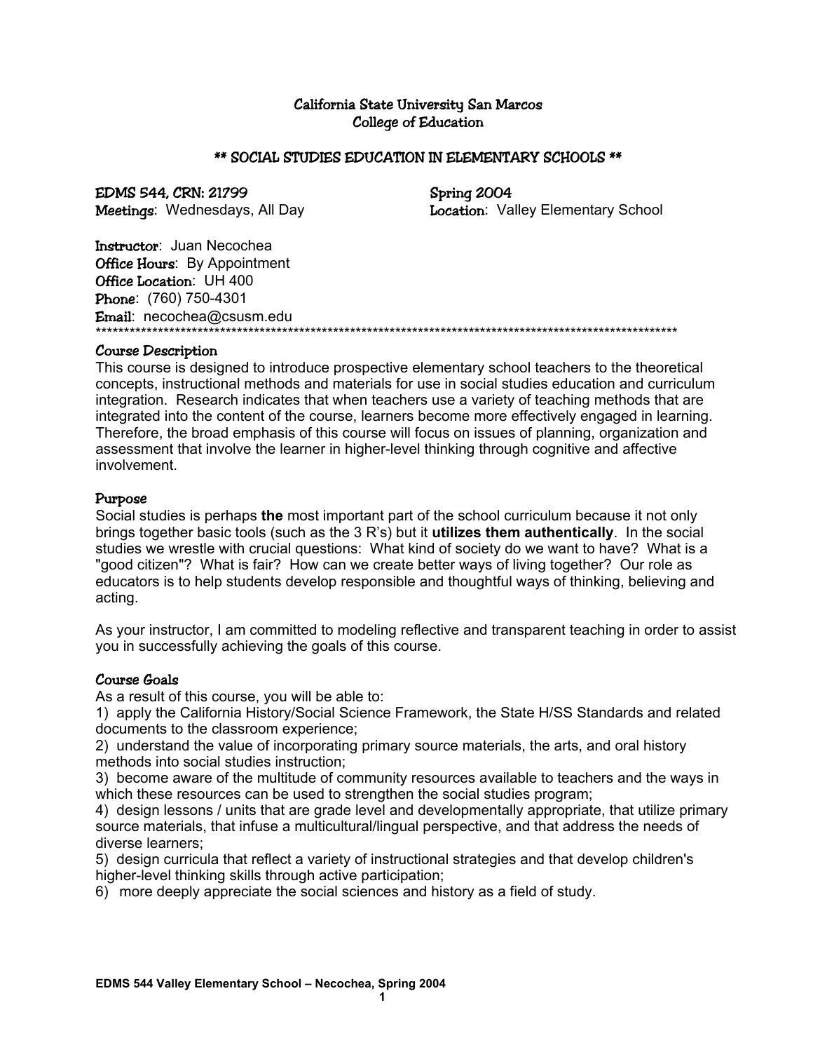# California State University San Marcos
# College of Education

## ** SOCIAL STUDIES EDUCATION IN ELEMENTARY SCHOOLS **

**EDMS 544, CRN: 21799** | **Spring 2004**

**Meetings**: Wednesdays, All Day | **Location**: Valley Elementary School

**Instructor**: Juan Necochea
**Office Hours**: By Appointment
**Office Location**: UH 400
**Phone**: (760) 750-4301
**Email**: necochea@csusm.edu

************************************************************************************************************

### Course Description

This course is designed to introduce prospective elementary school teachers to the theoretical concepts, instructional methods and materials for use in social studies education and curriculum integration. Research indicates that when teachers use a variety of teaching methods that are integrated into the content of the course, learners become more effectively engaged in learning. Therefore, the broad emphasis of this course will focus on issues of planning, organization and assessment that involve the learner in higher-level thinking through cognitive and affective involvement.

### Purpose

Social studies is perhaps **the** most important part of the school curriculum because it not only brings together basic tools (such as the 3 R's) but it **utilizes them authentically**. In the social studies we wrestle with crucial questions: What kind of society do we want to have? What is a "good citizen"? What is fair? How can we create better ways of living together? Our role as educators is to help students develop responsible and thoughtful ways of thinking, believing and acting.

As your instructor, I am committed to modeling reflective and transparent teaching in order to assist you in successfully achieving the goals of this course.

### Course Goals

As a result of this course, you will be able to:

1) apply the California History/Social Science Framework, the State H/SS Standards and related documents to the classroom experience;
2) understand the value of incorporating primary source materials, the arts, and oral history methods into social studies instruction;
3) become aware of the multitude of community resources available to teachers and the ways in which these resources can be used to strengthen the social studies program;
4) design lessons / units that are grade level and developmentally appropriate, that utilize primary source materials, that infuse a multicultural/lingual perspective, and that address the needs of diverse learners;
5) design curricula that reflect a variety of instructional strategies and that develop children's higher-level thinking skills through active participation;
6) more deeply appreciate the social sciences and history as a field of study.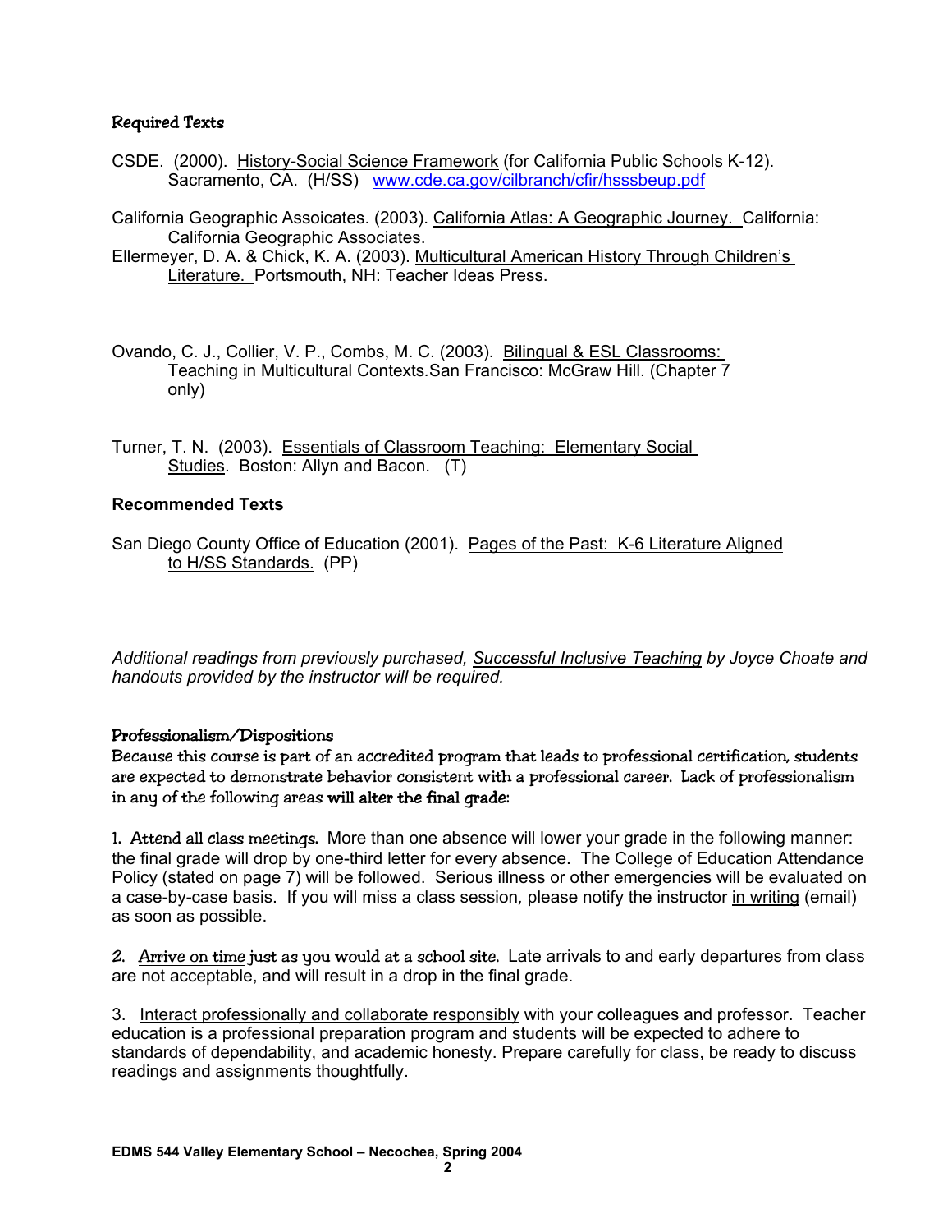### Required Texts

CSDE. (2000). History-Social Science Framework (for California Public Schools K-12). Sacramento, CA. (H/SS) www.cde.ca.gov/cilbranch/cfir/hsssbeup.pdf

California Geographic Assoicates. (2003). California Atlas: A Geographic Journey. California: California Geographic Associates.

Ellermeyer, D. A. & Chick, K. A. (2003). Multicultural American History Through Children's Literature. Portsmouth, NH: Teacher Ideas Press.

Ovando, C. J., Collier, V. P., Combs, M. C. (2003). Bilingual & ESL Classrooms: Teaching in Multicultural Contexts.San Francisco: McGraw Hill. (Chapter 7 only)

Turner, T. N. (2003). Essentials of Classroom Teaching: Elementary Social Studies. Boston: Allyn and Bacon. (T)

### Recommended Texts

San Diego County Office of Education (2001). Pages of the Past: K-6 Literature Aligned to H/SS Standards. (PP)

*Additional readings from previously purchased, Successful Inclusive Teaching by Joyce Choate and handouts provided by the instructor will be required.*

### Professionalism/Dispositions

Because this course is part of an accredited program that leads to professional certification, students are expected to demonstrate behavior consistent with a professional career. Lack of professionalism in any of the following areas **will alter the final grade:**

1. Attend all class meetings. More than one absence will lower your grade in the following manner: the final grade will drop by one-third letter for every absence. The College of Education Attendance Policy (stated on page 7) will be followed. Serious illness or other emergencies will be evaluated on a case-by-case basis. If you will miss a class session, please notify the instructor in writing (email) as soon as possible.

2. Arrive on time just as you would at a school site. Late arrivals to and early departures from class are not acceptable, and will result in a drop in the final grade.

3. Interact professionally and collaborate responsibly with your colleagues and professor. Teacher education is a professional preparation program and students will be expected to adhere to standards of dependability, and academic honesty. Prepare carefully for class, be ready to discuss readings and assignments thoughtfully.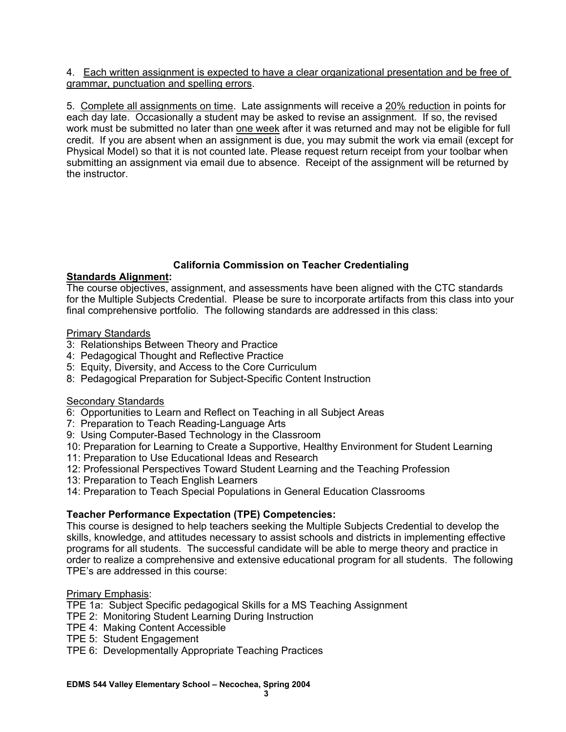4. <u>Each written assignment is expected to have a clear organizational presentation and be free of grammar, punctuation and spelling errors</u>.

5. <u>Complete all assignments on time</u>. Late assignments will receive a <u>20% reduction</u> in points for each day late. Occasionally a student may be asked to revise an assignment. If so, the revised work must be submitted no later than <u>one week</u> after it was returned and may not be eligible for full credit. If you are absent when an assignment is due, you may submit the work via email (except for Physical Model) so that it is not counted late. Please request return receipt from your toolbar when submitting an assignment via email due to absence. Receipt of the assignment will be returned by the instructor.

**California Commission on Teacher Credentialing**

**<u>Standards Alignment</u>:**

The course objectives, assignment, and assessments have been aligned with the CTC standards for the Multiple Subjects Credential. Please be sure to incorporate artifacts from this class into your final comprehensive portfolio. The following standards are addressed in this class:

<u>Primary Standards</u>

3: Relationships Between Theory and Practice
4: Pedagogical Thought and Reflective Practice
5: Equity, Diversity, and Access to the Core Curriculum
8: Pedagogical Preparation for Subject-Specific Content Instruction

<u>Secondary Standards</u>

6: Opportunities to Learn and Reflect on Teaching in all Subject Areas
7: Preparation to Teach Reading-Language Arts
9: Using Computer-Based Technology in the Classroom
10: Preparation for Learning to Create a Supportive, Healthy Environment for Student Learning
11: Preparation to Use Educational Ideas and Research
12: Professional Perspectives Toward Student Learning and the Teaching Profession
13: Preparation to Teach English Learners
14: Preparation to Teach Special Populations in General Education Classrooms

**Teacher Performance Expectation (TPE) Competencies:**

This course is designed to help teachers seeking the Multiple Subjects Credential to develop the skills, knowledge, and attitudes necessary to assist schools and districts in implementing effective programs for all students. The successful candidate will be able to merge theory and practice in order to realize a comprehensive and extensive educational program for all students. The following TPE's are addressed in this course:

<u>Primary Emphasis</u>:

TPE 1a: Subject Specific pedagogical Skills for a MS Teaching Assignment
TPE 2: Monitoring Student Learning During Instruction
TPE 4: Making Content Accessible
TPE 5: Student Engagement
TPE 6: Developmentally Appropriate Teaching Practices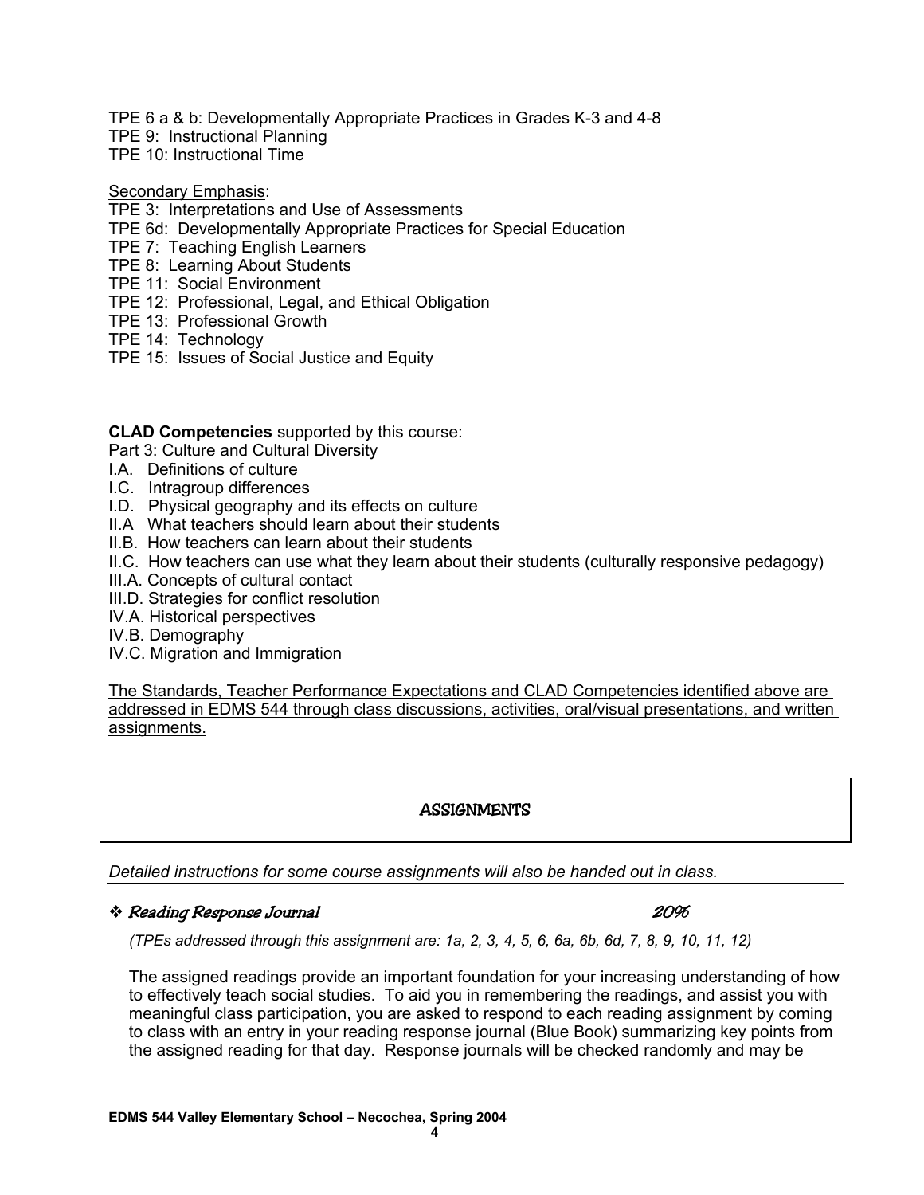TPE 6 a & b: Developmentally Appropriate Practices in Grades K-3 and 4-8
TPE 9: Instructional Planning
TPE 10: Instructional Time

Secondary Emphasis:
TPE 3: Interpretations and Use of Assessments
TPE 6d: Developmentally Appropriate Practices for Special Education
TPE 7: Teaching English Learners
TPE 8: Learning About Students
TPE 11: Social Environment
TPE 12: Professional, Legal, and Ethical Obligation
TPE 13: Professional Growth
TPE 14: Technology
TPE 15: Issues of Social Justice and Equity

**CLAD Competencies** supported by this course:
Part 3: Culture and Cultural Diversity
I.A. Definitions of culture
I.C. Intragroup differences
I.D. Physical geography and its effects on culture
II.A What teachers should learn about their students
II.B. How teachers can learn about their students
II.C. How teachers can use what they learn about their students (culturally responsive pedagogy)
III.A. Concepts of cultural contact
III.D. Strategies for conflict resolution
IV.A. Historical perspectives
IV.B. Demography
IV.C. Migration and Immigration

The Standards, Teacher Performance Expectations and CLAD Competencies identified above are addressed in EDMS 544 through class discussions, activities, oral/visual presentations, and written assignments.

## ASSIGNMENTS

*Detailed instructions for some course assignments will also be handed out in class.*

### ❖ *Reading Response Journal* — *20%*

*(TPEs addressed through this assignment are: 1a, 2, 3, 4, 5, 6, 6a, 6b, 6d, 7, 8, 9, 10, 11, 12)*

The assigned readings provide an important foundation for your increasing understanding of how to effectively teach social studies. To aid you in remembering the readings, and assist you with meaningful class participation, you are asked to respond to each reading assignment by coming to class with an entry in your reading response journal (Blue Book) summarizing key points from the assigned reading for that day. Response journals will be checked randomly and may be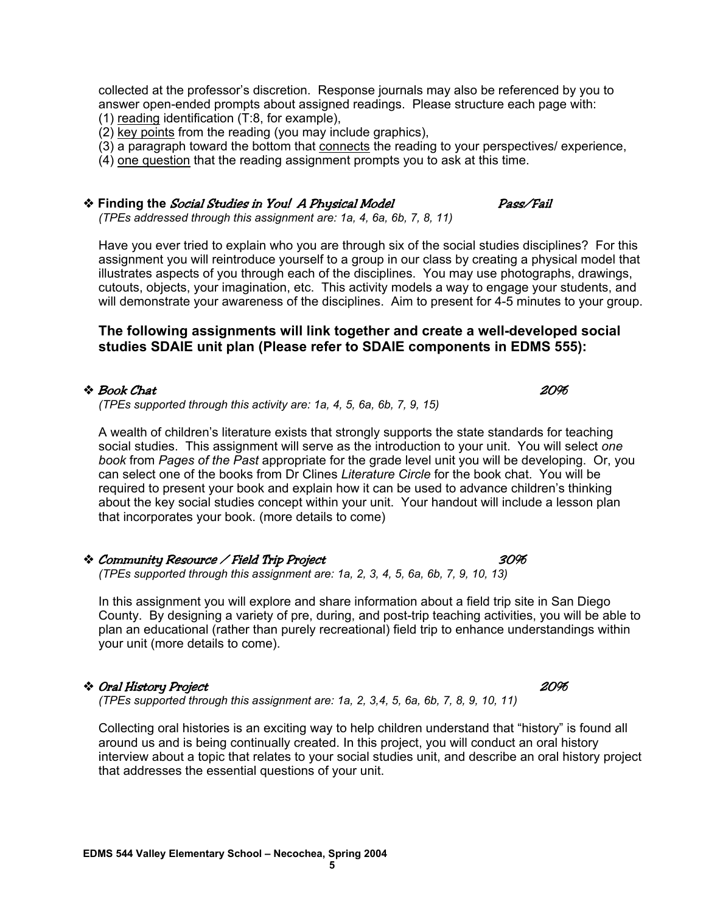collected at the professor's discretion. Response journals may also be referenced by you to answer open-ended prompts about assigned readings. Please structure each page with:
(1) <u>reading</u> identification (T:8, for example),
(2) <u>key points</u> from the reading (you may include graphics),
(3) a paragraph toward the bottom that <u>connects</u> the reading to your perspectives/ experience,
(4) <u>one question</u> that the reading assignment prompts you to ask at this time.

❖ **Finding the** ***Social Studies in You! A Physical Model*** ***Pass/Fail***
*(TPEs addressed through this assignment are: 1a, 4, 6a, 6b, 7, 8, 11)*

Have you ever tried to explain who you are through six of the social studies disciplines? For this assignment you will reintroduce yourself to a group in our class by creating a physical model that illustrates aspects of you through each of the disciplines. You may use photographs, drawings, cutouts, objects, your imagination, etc. This activity models a way to engage your students, and will demonstrate your awareness of the disciplines. Aim to present for 4-5 minutes to your group.

**The following assignments will link together and create a well-developed social studies SDAIE unit plan (Please refer to SDAIE components in EDMS 555):**

❖ ***Book Chat*** ***20%***
*(TPEs supported through this activity are: 1a, 4, 5, 6a, 6b, 7, 9, 15)*

A wealth of children's literature exists that strongly supports the state standards for teaching social studies. This assignment will serve as the introduction to your unit. You will select *one book* from *Pages of the Past* appropriate for the grade level unit you will be developing. Or, you can select one of the books from Dr Clines *Literature Circle* for the book chat. You will be required to present your book and explain how it can be used to advance children's thinking about the key social studies concept within your unit. Your handout will include a lesson plan that incorporates your book. (more details to come)

❖ ***Community Resource / Field Trip Project*** ***30%***
*(TPEs supported through this assignment are: 1a, 2, 3, 4, 5, 6a, 6b, 7, 9, 10, 13)*

In this assignment you will explore and share information about a field trip site in San Diego County. By designing a variety of pre, during, and post-trip teaching activities, you will be able to plan an educational (rather than purely recreational) field trip to enhance understandings within your unit (more details to come).

❖ ***Oral History Project*** ***20%***
*(TPEs supported through this assignment are: 1a, 2, 3,4, 5, 6a, 6b, 7, 8, 9, 10, 11)*

Collecting oral histories is an exciting way to help children understand that "history" is found all around us and is being continually created. In this project, you will conduct an oral history interview about a topic that relates to your social studies unit, and describe an oral history project that addresses the essential questions of your unit.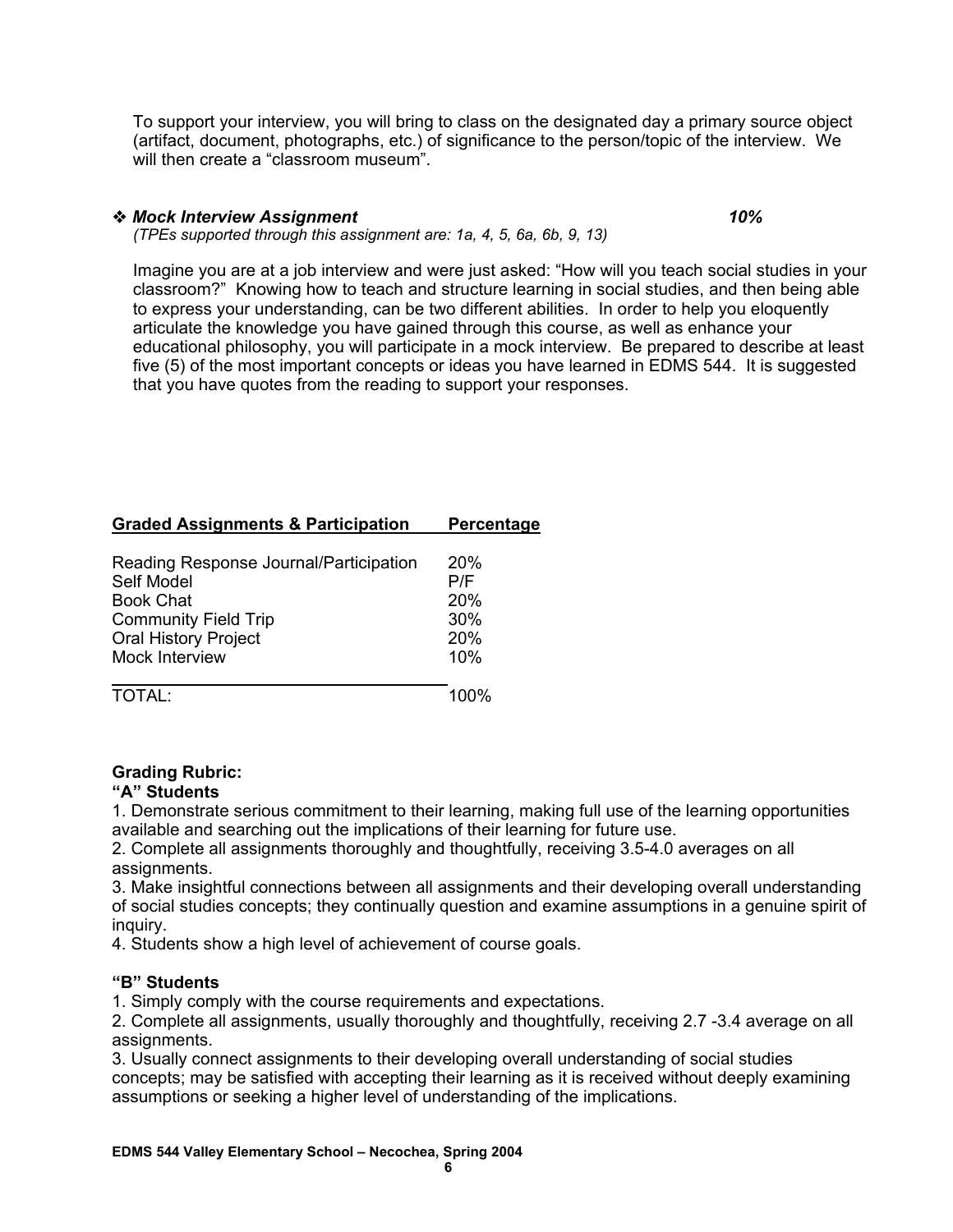To support your interview, you will bring to class on the designated day a primary source object (artifact, document, photographs, etc.) of significance to the person/topic of the interview. We will then create a "classroom museum".

❖ ***Mock Interview Assignment*** ***10%***
*(TPEs supported through this assignment are: 1a, 4, 5, 6a, 6b, 9, 13)*

Imagine you are at a job interview and were just asked: "How will you teach social studies in your classroom?" Knowing how to teach and structure learning in social studies, and then being able to express your understanding, can be two different abilities. In order to help you eloquently articulate the knowledge you have gained through this course, as well as enhance your educational philosophy, you will participate in a mock interview. Be prepared to describe at least five (5) of the most important concepts or ideas you have learned in EDMS 544. It is suggested that you have quotes from the reading to support your responses.

| Graded Assignments & Participation | Percentage |
|---|---|
| Reading Response Journal/Participation | 20% |
| Self Model | P/F |
| Book Chat | 20% |
| Community Field Trip | 30% |
| Oral History Project | 20% |
| Mock Interview | 10% |
| TOTAL: | 100% |

**Grading Rubric:**

**"A" Students**

1. Demonstrate serious commitment to their learning, making full use of the learning opportunities available and searching out the implications of their learning for future use.
2. Complete all assignments thoroughly and thoughtfully, receiving 3.5-4.0 averages on all assignments.
3. Make insightful connections between all assignments and their developing overall understanding of social studies concepts; they continually question and examine assumptions in a genuine spirit of inquiry.
4. Students show a high level of achievement of course goals.

**"B" Students**

1. Simply comply with the course requirements and expectations.
2. Complete all assignments, usually thoroughly and thoughtfully, receiving 2.7 -3.4 average on all assignments.
3. Usually connect assignments to their developing overall understanding of social studies concepts; may be satisfied with accepting their learning as it is received without deeply examining assumptions or seeking a higher level of understanding of the implications.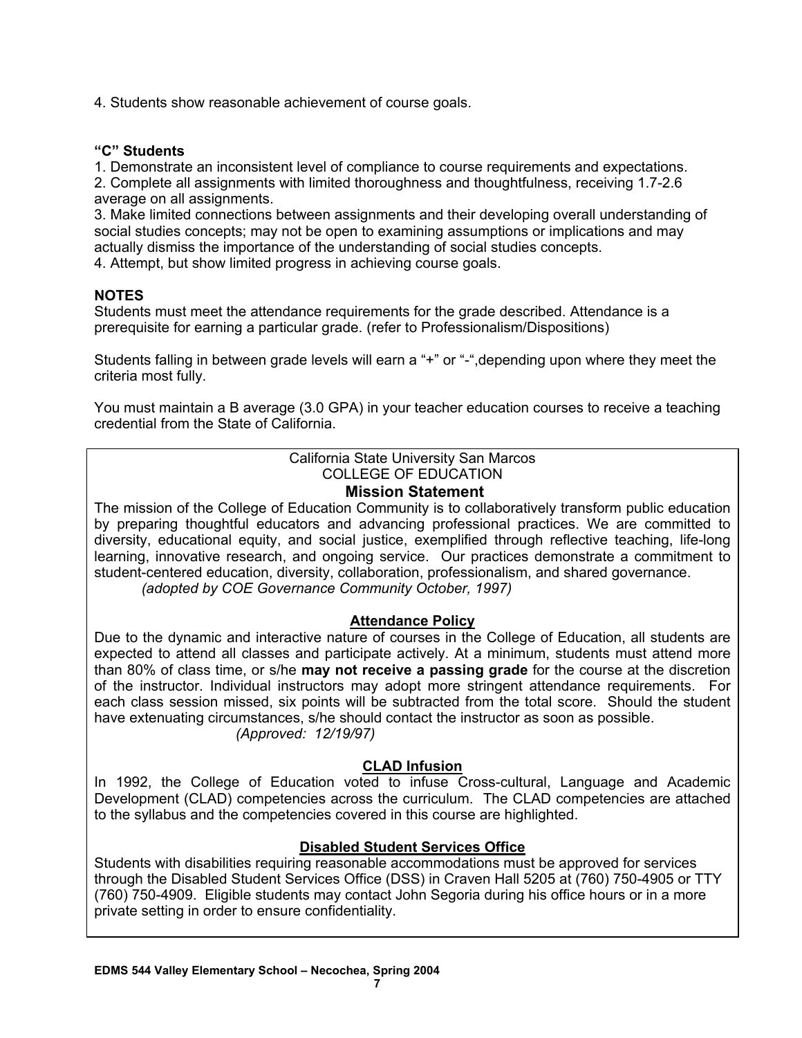4. Students show reasonable achievement of course goals.

**"C" Students**

1. Demonstrate an inconsistent level of compliance to course requirements and expectations.
2. Complete all assignments with limited thoroughness and thoughtfulness, receiving 1.7-2.6 average on all assignments.
3. Make limited connections between assignments and their developing overall understanding of social studies concepts; may not be open to examining assumptions or implications and may actually dismiss the importance of the understanding of social studies concepts.
4. Attempt, but show limited progress in achieving course goals.

**NOTES**

Students must meet the attendance requirements for the grade described. Attendance is a prerequisite for earning a particular grade. (refer to Professionalism/Dispositions)

Students falling in between grade levels will earn a "+" or "-",depending upon where they meet the criteria most fully.

You must maintain a B average (3.0 GPA) in your teacher education courses to receive a teaching credential from the State of California.

California State University San Marcos
COLLEGE OF EDUCATION

## Mission Statement

The mission of the College of Education Community is to collaboratively transform public education by preparing thoughtful educators and advancing professional practices. We are committed to diversity, educational equity, and social justice, exemplified through reflective teaching, life-long learning, innovative research, and ongoing service. Our practices demonstrate a commitment to student-centered education, diversity, collaboration, professionalism, and shared governance.
*(adopted by COE Governance Community October, 1997)*

### Attendance Policy

Due to the dynamic and interactive nature of courses in the College of Education, all students are expected to attend all classes and participate actively. At a minimum, students must attend more than 80% of class time, or s/he **may not receive a passing grade** for the course at the discretion of the instructor. Individual instructors may adopt more stringent attendance requirements. For each class session missed, six points will be subtracted from the total score. Should the student have extenuating circumstances, s/he should contact the instructor as soon as possible.
*(Approved: 12/19/97)*

### CLAD Infusion

In 1992, the College of Education voted to infuse Cross-cultural, Language and Academic Development (CLAD) competencies across the curriculum. The CLAD competencies are attached to the syllabus and the competencies covered in this course are highlighted.

### Disabled Student Services Office

Students with disabilities requiring reasonable accommodations must be approved for services through the Disabled Student Services Office (DSS) in Craven Hall 5205 at (760) 750-4905 or TTY (760) 750-4909. Eligible students may contact John Segoria during his office hours or in a more private setting in order to ensure confidentiality.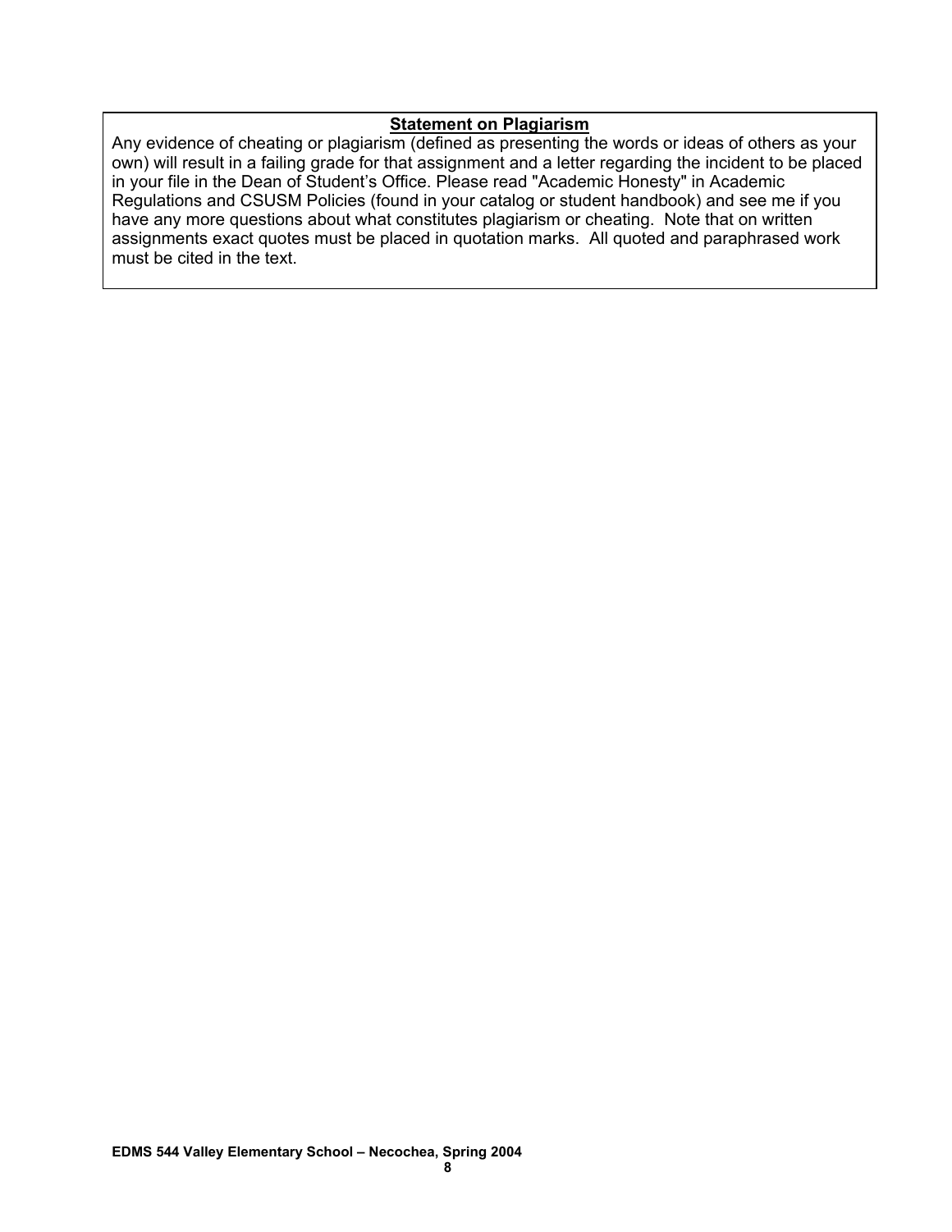**Statement on Plagiarism**

Any evidence of cheating or plagiarism (defined as presenting the words or ideas of others as your own) will result in a failing grade for that assignment and a letter regarding the incident to be placed in your file in the Dean of Student's Office. Please read "Academic Honesty" in Academic Regulations and CSUSM Policies (found in your catalog or student handbook) and see me if you have any more questions about what constitutes plagiarism or cheating. Note that on written assignments exact quotes must be placed in quotation marks. All quoted and paraphrased work must be cited in the text.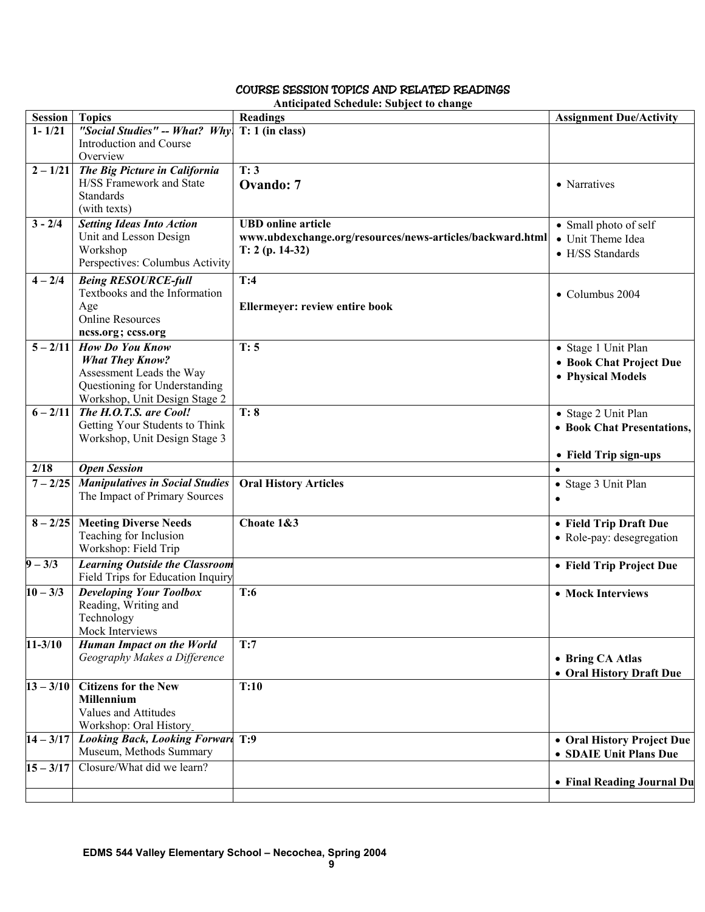## COURSE SESSION TOPICS AND RELATED READINGS

**Anticipated Schedule: Subject to change**

| Session | Topics | Readings | Assignment Due/Activity |
|---|---|---|---|
| **1- 1/21** | ***"Social Studies" -- What? Why.*** Introduction and Course Overview | **T: 1 (in class)** | |
| **2 – 1/21** | ***The Big Picture in California*** H/SS Framework and State Standards (with texts) | **T: 3** **Ovando: 7** | • Narratives |
| **3 - 2/4** | ***Setting Ideas Into Action*** Unit and Lesson Design Workshop Perspectives: Columbus Activity | **UBD online article** **www.ubdexchange.org/resources/news-articles/backward.html** **T: 2 (p. 14-32)** | • Small photo of self • Unit Theme Idea • H/SS Standards |
| **4 – 2/4** | ***Being RESOURCE-full*** Textbooks and the Information Age Online Resources **ncss.org; ccss.org** | **T:4** **Ellermeyer: review entire book** | • Columbus 2004 |
| **5 – 2/11** | ***How Do You Know What They Know?*** Assessment Leads the Way Questioning for Understanding Workshop, Unit Design Stage 2 | **T: 5** | • Stage 1 Unit Plan • **Book Chat Project Due** • **Physical Models** |
| **6 – 2/11** | ***The H.O.T.S. are Cool!*** Getting Your Students to Think Workshop, Unit Design Stage 3 | **T: 8** | • Stage 2 Unit Plan • **Book Chat Presentations,** • **Field Trip sign-ups** |
| **2/18** | ***Open Session*** | | • |
| **7 – 2/25** | ***Manipulatives in Social Studies*** The Impact of Primary Sources | **Oral History Articles** | • Stage 3 Unit Plan • |
| **8 – 2/25** | **Meeting Diverse Needs** Teaching for Inclusion Workshop: Field Trip | **Choate 1&3** | • **Field Trip Draft Due** • Role-pay: desegregation |
| **9 – 3/3** | ***Learning Outside the Classroom*** Field Trips for Education Inquiry | | • **Field Trip Project Due** |
| **10 – 3/3** | ***Developing Your Toolbox*** Reading, Writing and Technology Mock Interviews | **T:6** | • **Mock Interviews** |
| **11-3/10** | ***Human Impact on the World*** *Geography Makes a Difference* | **T:7** | • **Bring CA Atlas** • **Oral History Draft Due** |
| **13 – 3/10** | **Citizens for the New Millennium** Values and Attitudes Workshop: Oral History | **T:10** | |
| **14 – 3/17** | ***Looking Back, Looking Forward*** Museum, Methods Summary | **T:9** | • **Oral History Project Due** • **SDAIE Unit Plans Due** |
| **15 – 3/17** | Closure/What did we learn? | | • **Final Reading Journal Du** |
| | | | |